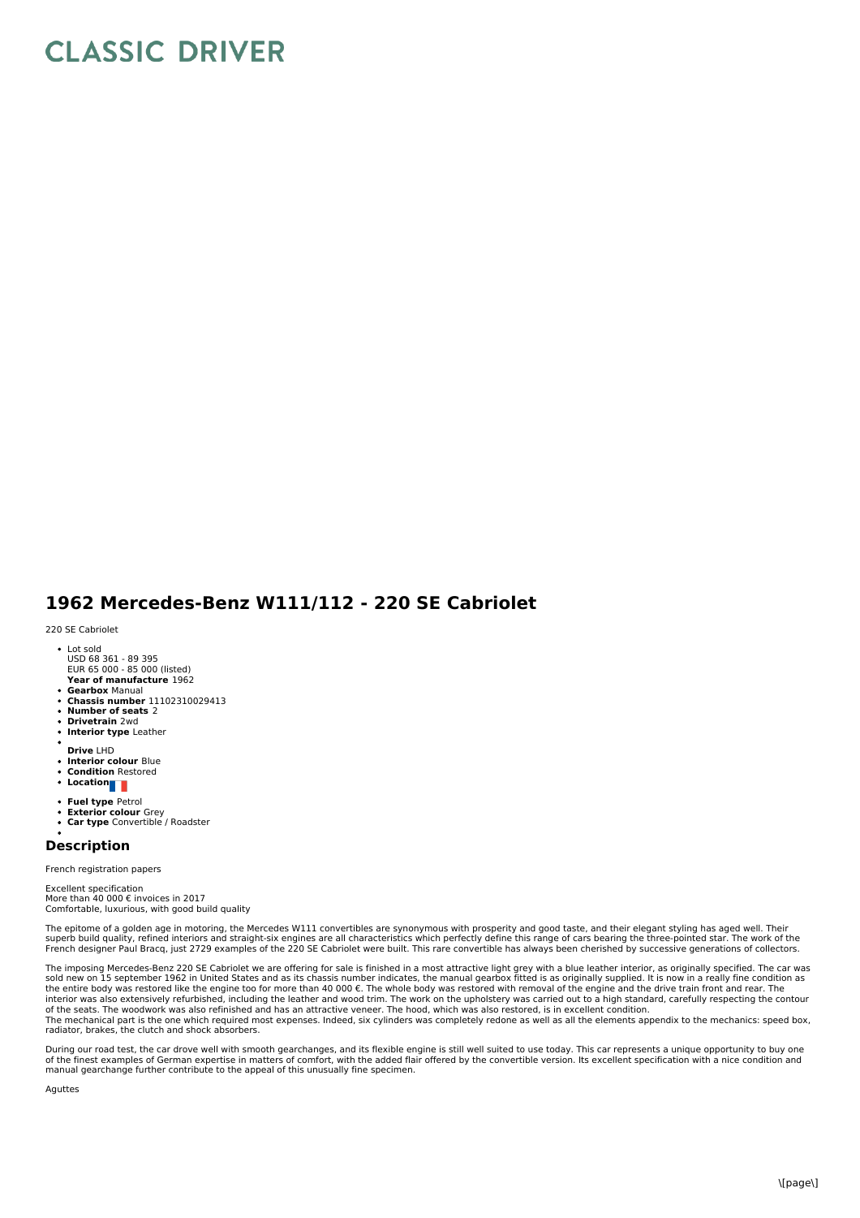# CLASSIC DRIVER

## 1962 Mercedes-Benz W111/112 - 220 SE Cabriolet

220 SE Cabriolet

- Lot sold
  USD 68 361 - 89 395
  EUR 65 000 - 85 000 (listed)
- **Year of manufacture** 1962
- **Gearbox** Manual
- **Chassis number** 11102310029413
- **Number of seats** 2
- **Drivetrain** 2wd
- **Interior type** Leather
- **Drive** LHD
- **Interior colour** Blue
- **Condition** Restored
- **Location**
- **Fuel type** Petrol
- **Exterior colour** Grey
- **Car type** Convertible / Roadster

### Description

French registration papers

Excellent specification
More than 40 000 € invoices in 2017
Comfortable, luxurious, with good build quality

The epitome of a golden age in motoring, the Mercedes W111 convertibles are synonymous with prosperity and good taste, and their elegant styling has aged well. Their superb build quality, refined interiors and straight-six engines are all characteristics which perfectly define this range of cars bearing the three-pointed star. The work of the French designer Paul Bracq, just 2729 examples of the 220 SE Cabriolet were built. This rare convertible has always been cherished by successive generations of collectors.

The imposing Mercedes-Benz 220 SE Cabriolet we are offering for sale is finished in a most attractive light grey with a blue leather interior, as originally specified. The car was sold new on 15 september 1962 in United States and as its chassis number indicates, the manual gearbox fitted is as originally supplied. It is now in a really fine condition as the entire body was restored like the engine too for more than 40 000 €. The whole body was restored with removal of the engine and the drive train front and rear. The interior was also extensively refurbished, including the leather and wood trim. The work on the upholstery was carried out to a high standard, carefully respecting the contour of the seats. The woodwork was also refinished and has an attractive veneer. The hood, which was also restored, is in excellent condition.
The mechanical part is the one which required most expenses. Indeed, six cylinders was completely redone as well as all the elements appendix to the mechanics: speed box, radiator, brakes, the clutch and shock absorbers.

During our road test, the car drove well with smooth gearchanges, and its flexible engine is still well suited to use today. This car represents a unique opportunity to buy one of the finest examples of German expertise in matters of comfort, with the added flair offered by the convertible version. Its excellent specification with a nice condition and manual gearchange further contribute to the appeal of this unusually fine specimen.

Aguttes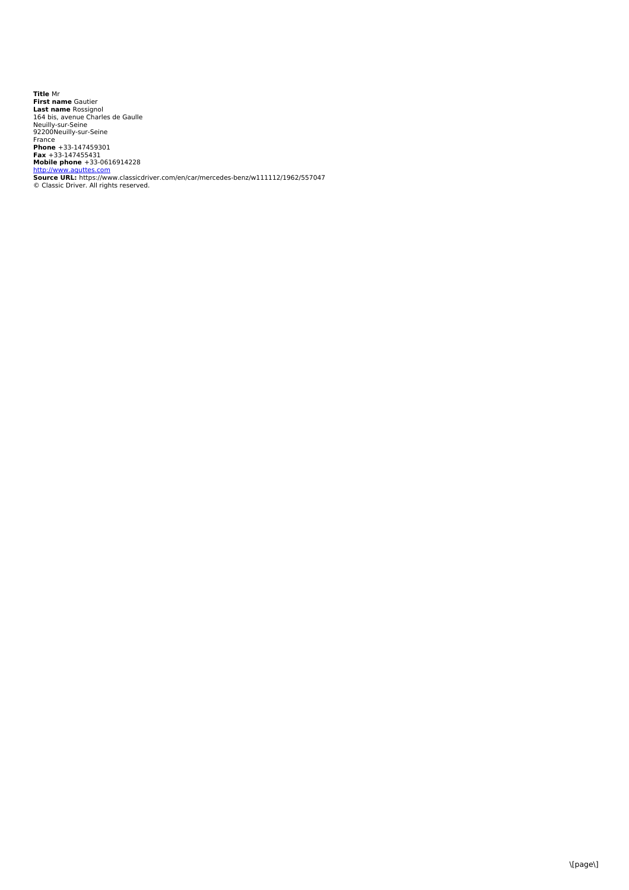**Title** Mr
**First name** Gautier
**Last name** Rossignol
164 bis, avenue Charles de Gaulle
Neuilly-sur-Seine
92200Neuilly-sur-Seine
France
**Phone** +33-147459301
**Fax** +33-147455431
**Mobile phone** +33-0616914228
[http://www.aguttes.com](http://www.aguttes.com)
**Source URL:** https://www.classicdriver.com/en/car/mercedes-benz/w111112/1962/557047
© Classic Driver. All rights reserved.